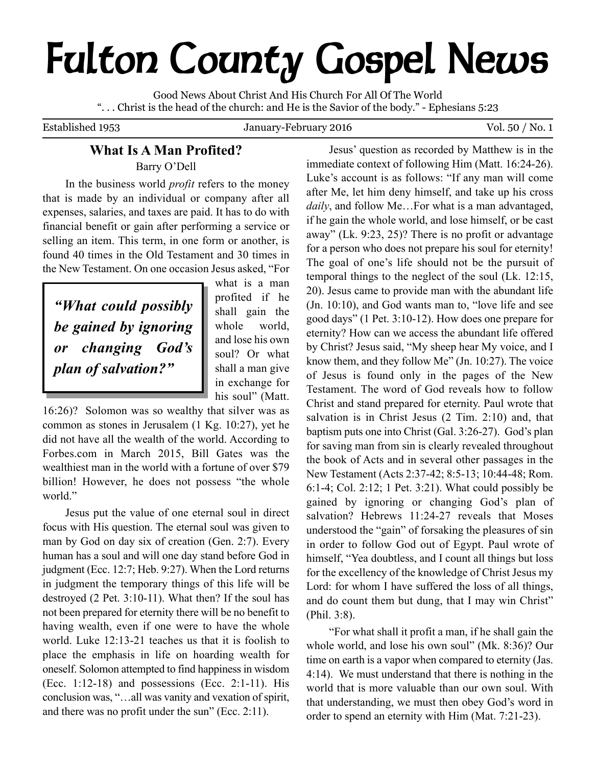# Fulton County Gospel News

Good News About Christ And His Church For All Of The World
". . . Christ is the head of the church: and He is the Savior of the body." - Ephesians 5:23

Established 1953 | January-February 2016 | Vol. 50 / No. 1

## What Is A Man Profited?

Barry O'Dell

In the business world *profit* refers to the money that is made by an individual or company after all expenses, salaries, and taxes are paid. It has to do with financial benefit or gain after performing a service or selling an item. This term, in one form or another, is found 40 times in the Old Testament and 30 times in the New Testament. On one occasion Jesus asked, "For what is a man profited if he shall gain the whole world, and lose his own soul? Or what shall a man give in exchange for his soul" (Matt. 16:26)? Solomon was so wealthy that silver was as common as stones in Jerusalem (1 Kg. 10:27), yet he did not have all the wealth of the world. According to Forbes.com in March 2015, Bill Gates was the wealthiest man in the world with a fortune of over $79 billion! However, he does not possess "the whole world."

> ***"What could possibly be gained by ignoring or changing God's plan of salvation?"***

Jesus put the value of one eternal soul in direct focus with His question. The eternal soul was given to man by God on day six of creation (Gen. 2:7). Every human has a soul and will one day stand before God in judgment (Ecc. 12:7; Heb. 9:27). When the Lord returns in judgment the temporary things of this life will be destroyed (2 Pet. 3:10-11). What then? If the soul has not been prepared for eternity there will be no benefit to having wealth, even if one were to have the whole world. Luke 12:13-21 teaches us that it is foolish to place the emphasis in life on hoarding wealth for oneself. Solomon attempted to find happiness in wisdom (Ecc. 1:12-18) and possessions (Ecc. 2:1-11). His conclusion was, "…all was vanity and vexation of spirit, and there was no profit under the sun" (Ecc. 2:11).

Jesus' question as recorded by Matthew is in the immediate context of following Him (Matt. 16:24-26). Luke's account is as follows: "If any man will come after Me, let him deny himself, and take up his cross *daily*, and follow Me…For what is a man advantaged, if he gain the whole world, and lose himself, or be cast away" (Lk. 9:23, 25)? There is no profit or advantage for a person who does not prepare his soul for eternity! The goal of one's life should not be the pursuit of temporal things to the neglect of the soul (Lk. 12:15, 20). Jesus came to provide man with the abundant life (Jn. 10:10), and God wants man to, "love life and see good days" (1 Pet. 3:10-12). How does one prepare for eternity? How can we access the abundant life offered by Christ? Jesus said, "My sheep hear My voice, and I know them, and they follow Me" (Jn. 10:27). The voice of Jesus is found only in the pages of the New Testament. The word of God reveals how to follow Christ and stand prepared for eternity. Paul wrote that salvation is in Christ Jesus (2 Tim. 2:10) and, that baptism puts one into Christ (Gal. 3:26-27). God's plan for saving man from sin is clearly revealed throughout the book of Acts and in several other passages in the New Testament (Acts 2:37-42; 8:5-13; 10:44-48; Rom. 6:1-4; Col. 2:12; 1 Pet. 3:21). What could possibly be gained by ignoring or changing God's plan of salvation? Hebrews 11:24-27 reveals that Moses understood the "gain" of forsaking the pleasures of sin in order to follow God out of Egypt. Paul wrote of himself, "Yea doubtless, and I count all things but loss for the excellency of the knowledge of Christ Jesus my Lord: for whom I have suffered the loss of all things, and do count them but dung, that I may win Christ" (Phil. 3:8).

"For what shall it profit a man, if he shall gain the whole world, and lose his own soul" (Mk. 8:36)? Our time on earth is a vapor when compared to eternity (Jas. 4:14). We must understand that there is nothing in the world that is more valuable than our own soul. With that understanding, we must then obey God's word in order to spend an eternity with Him (Mat. 7:21-23).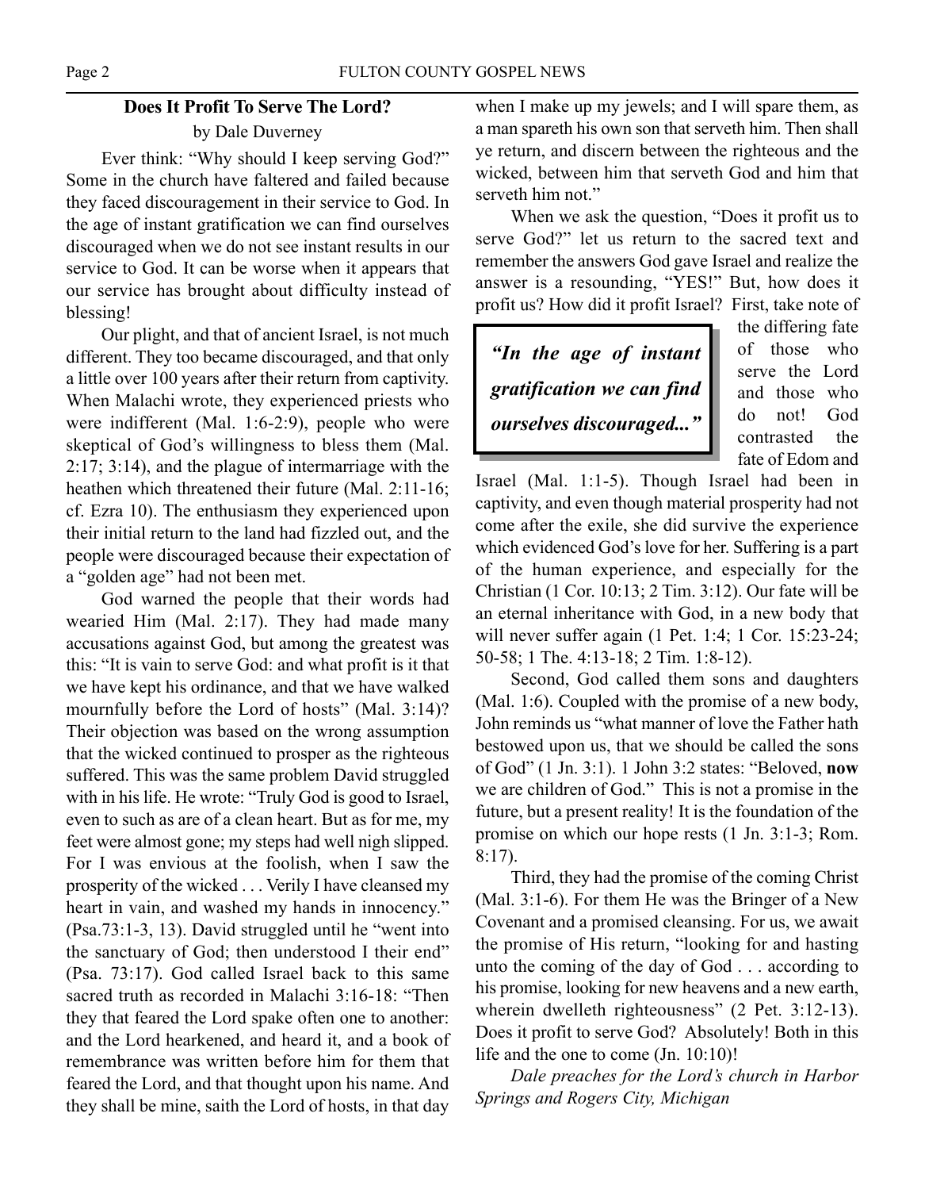## Does It Profit To Serve The Lord?

by Dale Duverney

Ever think: "Why should I keep serving God?" Some in the church have faltered and failed because they faced discouragement in their service to God. In the age of instant gratification we can find ourselves discouraged when we do not see instant results in our service to God. It can be worse when it appears that our service has brought about difficulty instead of blessing!

Our plight, and that of ancient Israel, is not much different. They too became discouraged, and that only a little over 100 years after their return from captivity. When Malachi wrote, they experienced priests who were indifferent (Mal. 1:6-2:9), people who were skeptical of God's willingness to bless them (Mal. 2:17; 3:14), and the plague of intermarriage with the heathen which threatened their future (Mal. 2:11-16; cf. Ezra 10). The enthusiasm they experienced upon their initial return to the land had fizzled out, and the people were discouraged because their expectation of a "golden age" had not been met.

God warned the people that their words had wearied Him (Mal. 2:17). They had made many accusations against God, but among the greatest was this: "It is vain to serve God: and what profit is it that we have kept his ordinance, and that we have walked mournfully before the Lord of hosts" (Mal. 3:14)? Their objection was based on the wrong assumption that the wicked continued to prosper as the righteous suffered. This was the same problem David struggled with in his life. He wrote: "Truly God is good to Israel, even to such as are of a clean heart. But as for me, my feet were almost gone; my steps had well nigh slipped. For I was envious at the foolish, when I saw the prosperity of the wicked . . . Verily I have cleansed my heart in vain, and washed my hands in innocency." (Psa.73:1-3, 13). David struggled until he "went into the sanctuary of God; then understood I their end" (Psa. 73:17). God called Israel back to this same sacred truth as recorded in Malachi 3:16-18: "Then they that feared the Lord spake often one to another: and the Lord hearkened, and heard it, and a book of remembrance was written before him for them that feared the Lord, and that thought upon his name. And they shall be mine, saith the Lord of hosts, in that day when I make up my jewels; and I will spare them, as a man spareth his own son that serveth him. Then shall ye return, and discern between the righteous and the wicked, between him that serveth God and him that serveth him not."

When we ask the question, "Does it profit us to serve God?" let us return to the sacred text and remember the answers God gave Israel and realize the answer is a resounding, "YES!" But, how does it profit us? How did it profit Israel? First, take note of the differing fate of those who serve the Lord and those who do not! God contrasted the fate of Edom and Israel (Mal. 1:1-5). Though Israel had been in captivity, and even though material prosperity had not come after the exile, she did survive the experience which evidenced God's love for her. Suffering is a part of the human experience, and especially for the Christian (1 Cor. 10:13; 2 Tim. 3:12). Our fate will be an eternal inheritance with God, in a new body that will never suffer again (1 Pet. 1:4; 1 Cor. 15:23-24; 50-58; 1 The. 4:13-18; 2 Tim. 1:8-12).

> ***"In the age of instant gratification we can find ourselves discouraged..."***

Second, God called them sons and daughters (Mal. 1:6). Coupled with the promise of a new body, John reminds us "what manner of love the Father hath bestowed upon us, that we should be called the sons of God" (1 Jn. 3:1). 1 John 3:2 states: "Beloved, **now** we are children of God." This is not a promise in the future, but a present reality! It is the foundation of the promise on which our hope rests (1 Jn. 3:1-3; Rom. 8:17).

Third, they had the promise of the coming Christ (Mal. 3:1-6). For them He was the Bringer of a New Covenant and a promised cleansing. For us, we await the promise of His return, "looking for and hasting unto the coming of the day of God . . . according to his promise, looking for new heavens and a new earth, wherein dwelleth righteousness" (2 Pet. 3:12-13). Does it profit to serve God? Absolutely! Both in this life and the one to come (Jn. 10:10)!

*Dale preaches for the Lord's church in Harbor Springs and Rogers City, Michigan*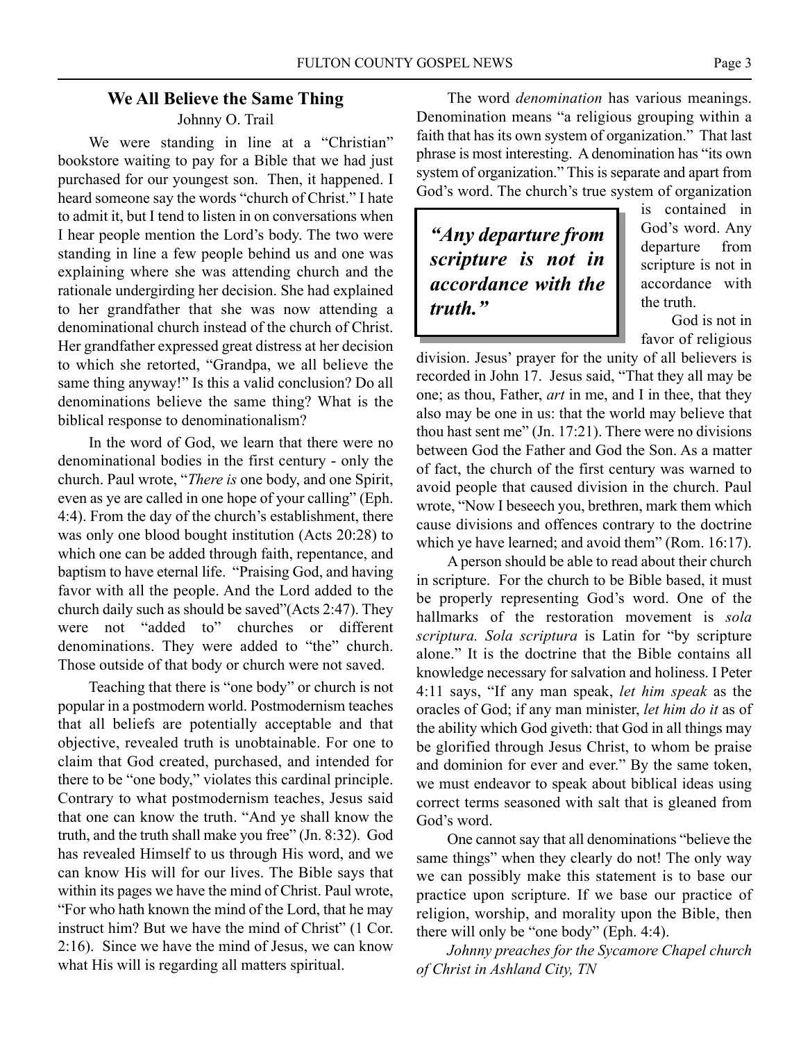## We All Believe the Same Thing

Johnny O. Trail

We were standing in line at a "Christian" bookstore waiting to pay for a Bible that we had just purchased for our youngest son. Then, it happened. I heard someone say the words "church of Christ." I hate to admit it, but I tend to listen in on conversations when I hear people mention the Lord's body. The two were standing in line a few people behind us and one was explaining where she was attending church and the rationale undergirding her decision. She had explained to her grandfather that she was now attending a denominational church instead of the church of Christ. Her grandfather expressed great distress at her decision to which she retorted, "Grandpa, we all believe the same thing anyway!" Is this a valid conclusion? Do all denominations believe the same thing? What is the biblical response to denominationalism?

In the word of God, we learn that there were no denominational bodies in the first century - only the church. Paul wrote, "*There is* one body, and one Spirit, even as ye are called in one hope of your calling" (Eph. 4:4). From the day of the church's establishment, there was only one blood bought institution (Acts 20:28) to which one can be added through faith, repentance, and baptism to have eternal life. "Praising God, and having favor with all the people. And the Lord added to the church daily such as should be saved"(Acts 2:47). They were not "added to" churches or different denominations. They were added to "the" church. Those outside of that body or church were not saved.

Teaching that there is "one body" or church is not popular in a postmodern world. Postmodernism teaches that all beliefs are potentially acceptable and that objective, revealed truth is unobtainable. For one to claim that God created, purchased, and intended for there to be "one body," violates this cardinal principle. Contrary to what postmodernism teaches, Jesus said that one can know the truth. "And ye shall know the truth, and the truth shall make you free" (Jn. 8:32). God has revealed Himself to us through His word, and we can know His will for our lives. The Bible says that within its pages we have the mind of Christ. Paul wrote, "For who hath known the mind of the Lord, that he may instruct him? But we have the mind of Christ" (1 Cor. 2:16). Since we have the mind of Jesus, we can know what His will is regarding all matters spiritual.

The word *denomination* has various meanings. Denomination means "a religious grouping within a faith that has its own system of organization." That last phrase is most interesting. A denomination has "its own system of organization." This is separate and apart from God's word. The church's true system of organization is contained in God's word. Any departure from scripture is not in accordance with the truth.

> ***"Any departure from scripture is not in accordance with the truth."***

God is not in favor of religious division. Jesus' prayer for the unity of all believers is recorded in John 17. Jesus said, "That they all may be one; as thou, Father, *art* in me, and I in thee, that they also may be one in us: that the world may believe that thou hast sent me" (Jn. 17:21). There were no divisions between God the Father and God the Son. As a matter of fact, the church of the first century was warned to avoid people that caused division in the church. Paul wrote, "Now I beseech you, brethren, mark them which cause divisions and offences contrary to the doctrine which ye have learned; and avoid them" (Rom. 16:17).

A person should be able to read about their church in scripture. For the church to be Bible based, it must be properly representing God's word. One of the hallmarks of the restoration movement is *sola scriptura. Sola scriptura* is Latin for "by scripture alone." It is the doctrine that the Bible contains all knowledge necessary for salvation and holiness. I Peter 4:11 says, "If any man speak, *let him speak* as the oracles of God; if any man minister, *let him do it* as of the ability which God giveth: that God in all things may be glorified through Jesus Christ, to whom be praise and dominion for ever and ever." By the same token, we must endeavor to speak about biblical ideas using correct terms seasoned with salt that is gleaned from God's word.

One cannot say that all denominations "believe the same things" when they clearly do not! The only way we can possibly make this statement is to base our practice upon scripture. If we base our practice of religion, worship, and morality upon the Bible, then there will only be "one body" (Eph. 4:4).

*Johnny preaches for the Sycamore Chapel church of Christ in Ashland City, TN*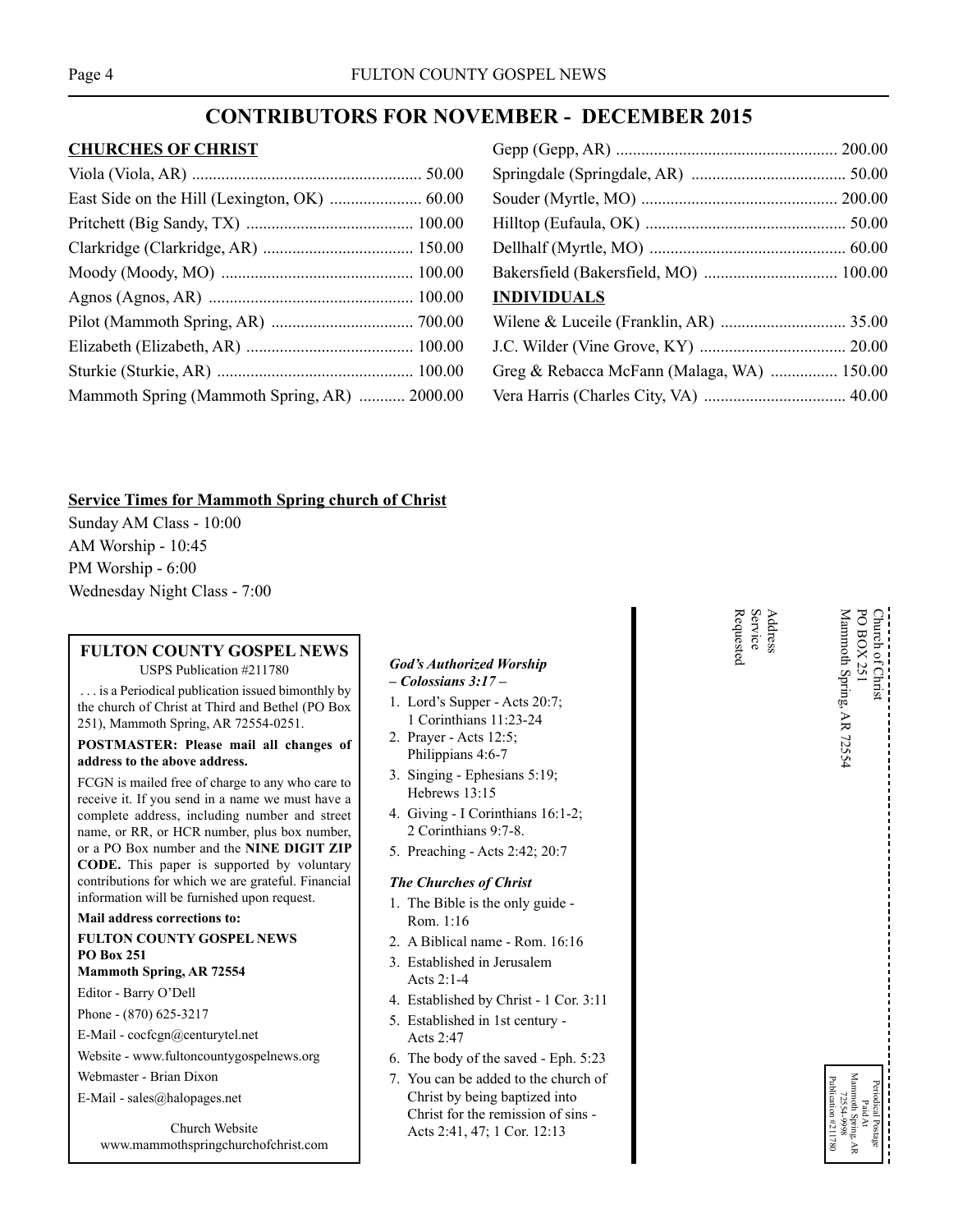# CONTRIBUTORS FOR NOVEMBER - DECEMBER 2015

## CHURCHES OF CHRIST

Viola (Viola, AR) ....................................................... 50.00
East Side on the Hill (Lexington, OK) ...................... 60.00
Pritchett (Big Sandy, TX) ........................................ 100.00
Clarkridge (Clarkridge, AR) .................................... 150.00
Moody (Moody, MO) .............................................. 100.00
Agnos (Agnos, AR) ................................................. 100.00
Pilot (Mammoth Spring, AR) .................................. 700.00
Elizabeth (Elizabeth, AR) ........................................ 100.00
Sturkie (Sturkie, AR) ............................................... 100.00
Mammoth Spring (Mammoth Spring, AR) ........... 2000.00
Gepp (Gepp, AR) .................................................... 200.00
Springdale (Springdale, AR) ..................................... 50.00
Souder (Myrtle, MO) ............................................... 200.00
Hilltop (Eufaula, OK) ................................................ 50.00
Dellhalf (Myrtle, MO) ............................................... 60.00
Bakersfield (Bakersfield, MO) ................................ 100.00

## INDIVIDUALS

Wilene & Luceile (Franklin, AR) .............................. 35.00
J.C. Wilder (Vine Grove, KY) ................................... 20.00
Greg & Rebacca McFann (Malaga, WA) ................ 150.00
Vera Harris (Charles City, VA) .................................. 40.00

**Service Times for Mammoth Spring church of Christ**

Sunday AM Class - 10:00
AM Worship - 10:45
PM Worship - 6:00
Wednesday Night Class - 7:00

**FULTON COUNTY GOSPEL NEWS**
USPS Publication #211780

. . . is a Periodical publication issued bimonthly by the church of Christ at Third and Bethel (PO Box 251), Mammoth Spring, AR 72554-0251.

**POSTMASTER: Please mail all changes of address to the above address.**

FCGN is mailed free of charge to any who care to receive it. If you send in a name we must have a complete address, including number and street name, or RR, or HCR number, plus box number, or a PO Box number and the **NINE DIGIT ZIP CODE.** This paper is supported by voluntary contributions for which we are grateful. Financial information will be furnished upon request.

**Mail address corrections to:**

**FULTON COUNTY GOSPEL NEWS**
**PO Box 251**
**Mammoth Spring, AR 72554**

Editor - Barry O'Dell
Phone - (870) 625-3217
E-Mail - cocfcgn@centurytel.net
Website - www.fultoncountygospelnews.org
Webmaster - Brian Dixon
E-Mail - sales@halopages.net

Church Website
www.mammothspringchurchofchrist.com

***God's Authorized Worship***
***– Colossians 3:17 –***

1. Lord's Supper - Acts 20:7; 1 Corinthians 11:23-24
2. Prayer - Acts 12:5; Philippians 4:6-7
3. Singing - Ephesians 5:19; Hebrews 13:15
4. Giving - I Corinthians 16:1-2; 2 Corinthians 9:7-8.
5. Preaching - Acts 2:42; 20:7

***The Churches of Christ***

1. The Bible is the only guide - Rom. 1:16
2. A Biblical name - Rom. 16:16
3. Established in Jerusalem Acts 2:1-4
4. Established by Christ - 1 Cor. 3:11
5. Established in 1st century - Acts 2:47
6. The body of the saved - Eph. 5:23
7. You can be added to the church of Christ by being baptized into Christ for the remission of sins - Acts 2:41, 47; 1 Cor. 12:13

Church of Christ
PO BOX 251
Mammoth Spring, AR 72554

Address
Service
Requested

Periodical Postage
Paid At
Mammoth Spring, AR
72554-9998
Publication #211780